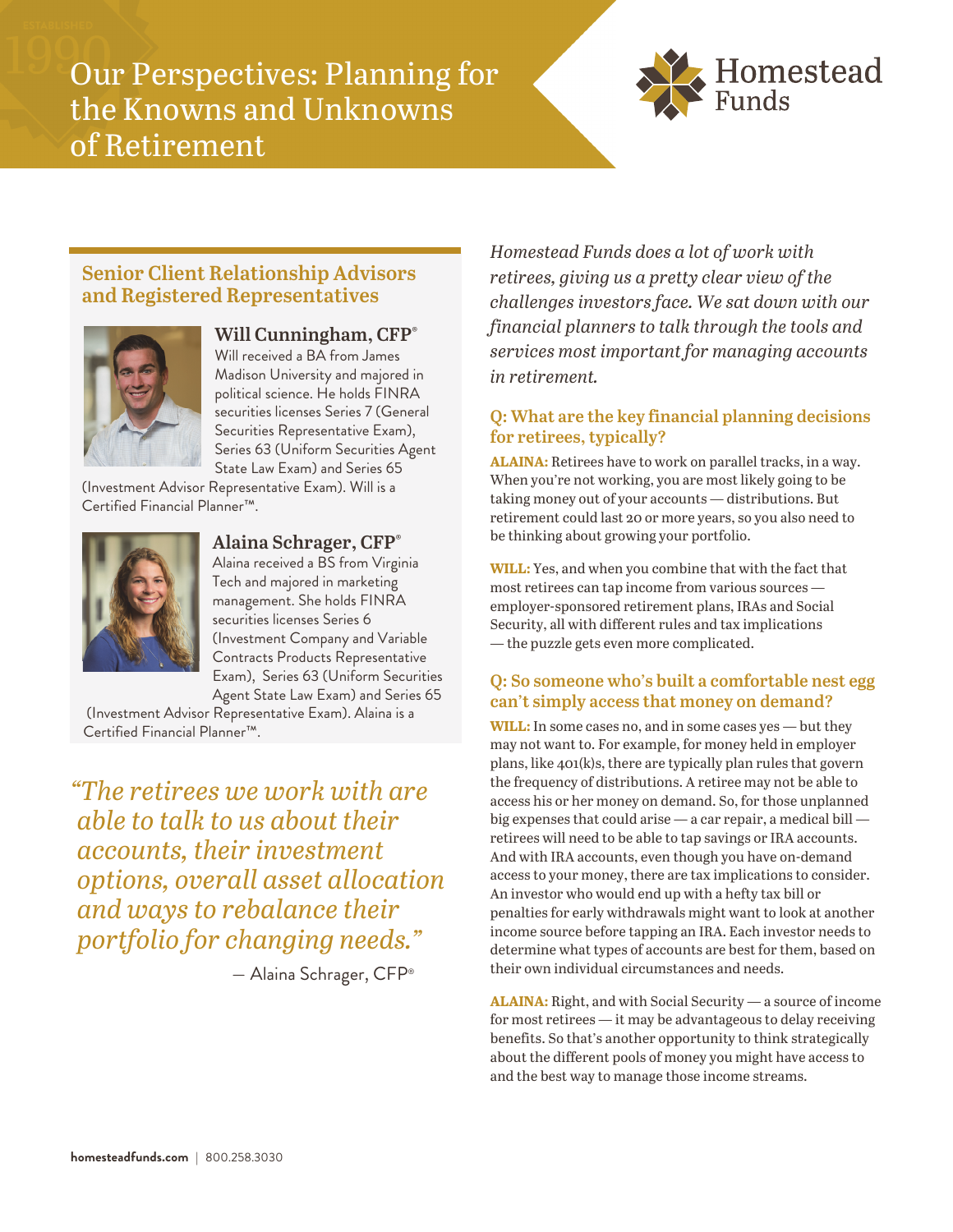# Our Perspectives: Planning for the Knowns and Unknowns of Retirement

Homestead Funds

## Senior Client Relationship Advisors and Registered Representatives

### Will Cunningham, CFP®

Will received a BA from James Madison University and majored in political science. He holds FINRA securities licenses Series 7 (General Securities Representative Exam), Series 63 (Uniform Securities Agent State Law Exam) and Series 65 (Investment Advisor Representative Exam). Will is a Certified Financial Planner™.

### Alaina Schrager, CFP®

Alaina received a BS from Virginia Tech and majored in marketing management. She holds FINRA securities licenses Series 6 (Investment Company and Variable Contracts Products Representative Exam), Series 63 (Uniform Securities Agent State Law Exam) and Series 65 (Investment Advisor Representative Exam). Alaina is a Certified Financial Planner™.

> *"The retirees we work with are able to talk to us about their accounts, their investment options, overall asset allocation and ways to rebalance their portfolio for changing needs."*
>
> — Alaina Schrager, CFP®

*Homestead Funds does a lot of work with retirees, giving us a pretty clear view of the challenges investors face. We sat down with our financial planners to talk through the tools and services most important for managing accounts in retirement.*

### Q: What are the key financial planning decisions for retirees, typically?

**ALAINA:** Retirees have to work on parallel tracks, in a way. When you're not working, you are most likely going to be taking money out of your accounts — distributions. But retirement could last 20 or more years, so you also need to be thinking about growing your portfolio.

**WILL:** Yes, and when you combine that with the fact that most retirees can tap income from various sources — employer-sponsored retirement plans, IRAs and Social Security, all with different rules and tax implications — the puzzle gets even more complicated.

### Q: So someone who's built a comfortable nest egg can't simply access that money on demand?

**WILL:** In some cases no, and in some cases yes — but they may not want to. For example, for money held in employer plans, like 401(k)s, there are typically plan rules that govern the frequency of distributions. A retiree may not be able to access his or her money on demand. So, for those unplanned big expenses that could arise — a car repair, a medical bill — retirees will need to be able to tap savings or IRA accounts. And with IRA accounts, even though you have on-demand access to your money, there are tax implications to consider. An investor who would end up with a hefty tax bill or penalties for early withdrawals might want to look at another income source before tapping an IRA. Each investor needs to determine what types of accounts are best for them, based on their own individual circumstances and needs.

**ALAINA:** Right, and with Social Security — a source of income for most retirees — it may be advantageous to delay receiving benefits. So that's another opportunity to think strategically about the different pools of money you might have access to and the best way to manage those income streams.

**homesteadfunds.com** | 800.258.3030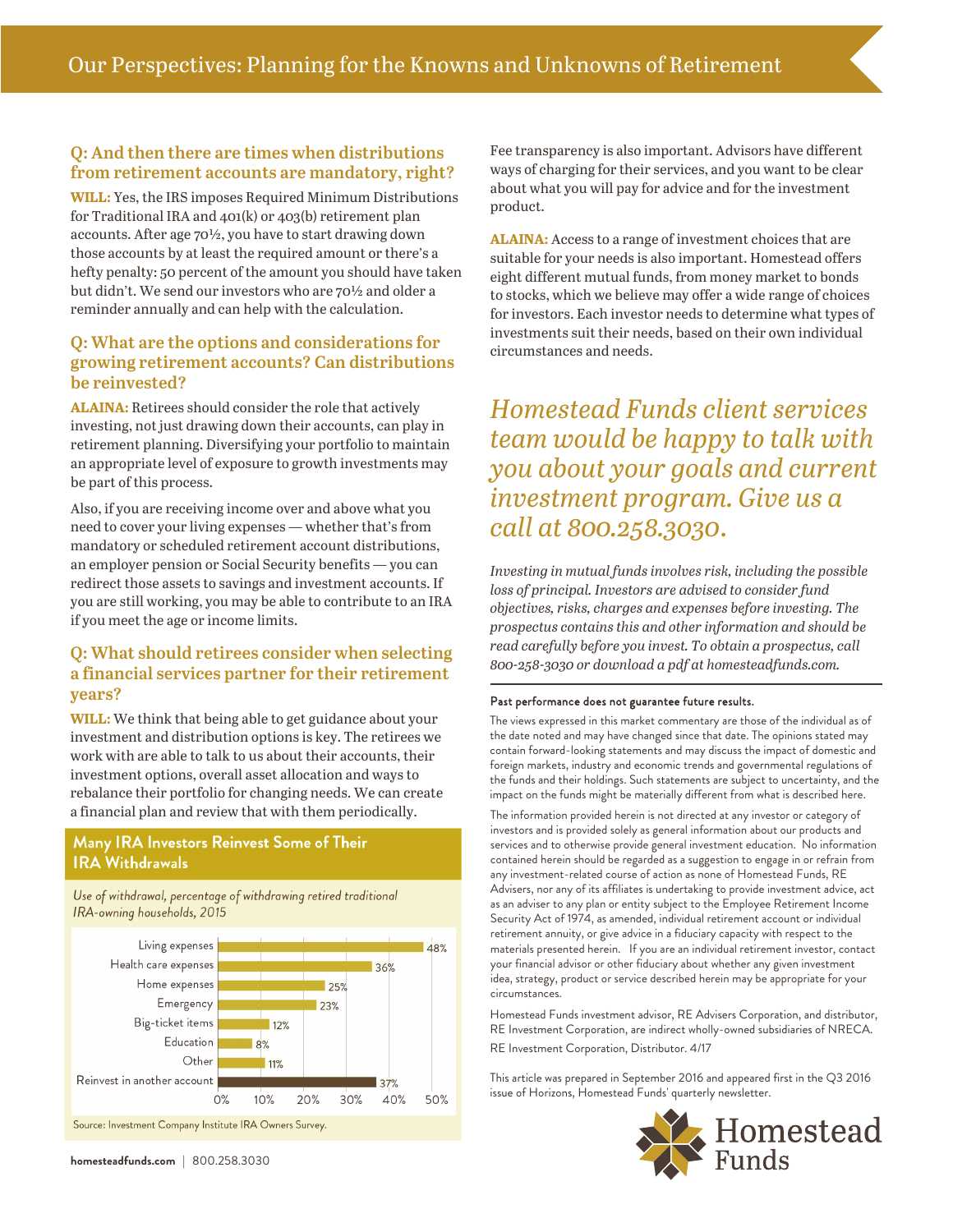# Our Perspectives: Planning for the Knowns and Unknowns of Retirement

### Q: And then there are times when distributions from retirement accounts are mandatory, right?

**WILL:** Yes, the IRS imposes Required Minimum Distributions for Traditional IRA and 401(k) or 403(b) retirement plan accounts. After age 70½, you have to start drawing down those accounts by at least the required amount or there's a hefty penalty: 50 percent of the amount you should have taken but didn't. We send our investors who are 70½ and older a reminder annually and can help with the calculation.

### Q: What are the options and considerations for growing retirement accounts? Can distributions be reinvested?

**ALAINA:** Retirees should consider the role that actively investing, not just drawing down their accounts, can play in retirement planning. Diversifying your portfolio to maintain an appropriate level of exposure to growth investments may be part of this process.

Also, if you are receiving income over and above what you need to cover your living expenses — whether that's from mandatory or scheduled retirement account distributions, an employer pension or Social Security benefits — you can redirect those assets to savings and investment accounts. If you are still working, you may be able to contribute to an IRA if you meet the age or income limits.

### Q: What should retirees consider when selecting a financial services partner for their retirement years?

**WILL:** We think that being able to get guidance about your investment and distribution options is key. The retirees we work with are able to talk to us about their accounts, their investment options, overall asset allocation and ways to rebalance their portfolio for changing needs. We can create a financial plan and review that with them periodically.

#### Many IRA Investors Reinvest Some of Their IRA Withdrawals

*Use of withdrawal, percentage of withdrawing retired traditional IRA-owning households, 2015*

Living expenses 48%
Health care expenses 36%
Home expenses 25%
Emergency 23%
Big-ticket items 12%
Education 8%
Other 11%
Reinvest in another account 37%

0% 10% 20% 30% 40% 50%

Source: Investment Company Institute IRA Owners Survey.

Fee transparency is also important. Advisors have different ways of charging for their services, and you want to be clear about what you will pay for advice and for the investment product.

**ALAINA:** Access to a range of investment choices that are suitable for your needs is also important. Homestead offers eight different mutual funds, from money market to bonds to stocks, which we believe may offer a wide range of choices for investors. Each investor needs to determine what types of investments suit their needs, based on their own individual circumstances and needs.

*Homestead Funds client services team would be happy to talk with you about your goals and current investment program. Give us a call at 800.258.3030.*

*Investing in mutual funds involves risk, including the possible loss of principal. Investors are advised to consider fund objectives, risks, charges and expenses before investing. The prospectus contains this and other information and should be read carefully before you invest. To obtain a prospectus, call 800-258-3030 or download a pdf at homesteadfunds.com.*

**Past performance does not guarantee future results.**

The views expressed in this market commentary are those of the individual as of the date noted and may have changed since that date. The opinions stated may contain forward-looking statements and may discuss the impact of domestic and foreign markets, industry and economic trends and governmental regulations of the funds and their holdings. Such statements are subject to uncertainty, and the impact on the funds might be materially different from what is described here.

The information provided herein is not directed at any investor or category of investors and is provided solely as general information about our products and services and to otherwise provide general investment education. No information contained herein should be regarded as a suggestion to engage in or refrain from any investment-related course of action as none of Homestead Funds, RE Advisers, nor any of its affiliates is undertaking to provide investment advice, act as an adviser to any plan or entity subject to the Employee Retirement Income Security Act of 1974, as amended, individual retirement account or individual retirement annuity, or give advice in a fiduciary capacity with respect to the materials presented herein. If you are an individual retirement investor, contact your financial advisor or other fiduciary about whether any given investment idea, strategy, product or service described herein may be appropriate for your circumstances.

Homestead Funds investment advisor, RE Advisers Corporation, and distributor, RE Investment Corporation, are indirect wholly-owned subsidiaries of NRECA.

RE Investment Corporation, Distributor. 4/17

This article was prepared in September 2016 and appeared first in the Q3 2016 issue of Horizons, Homestead Funds' quarterly newsletter.

Homestead Funds

**homesteadfunds.com** | 800.258.3030